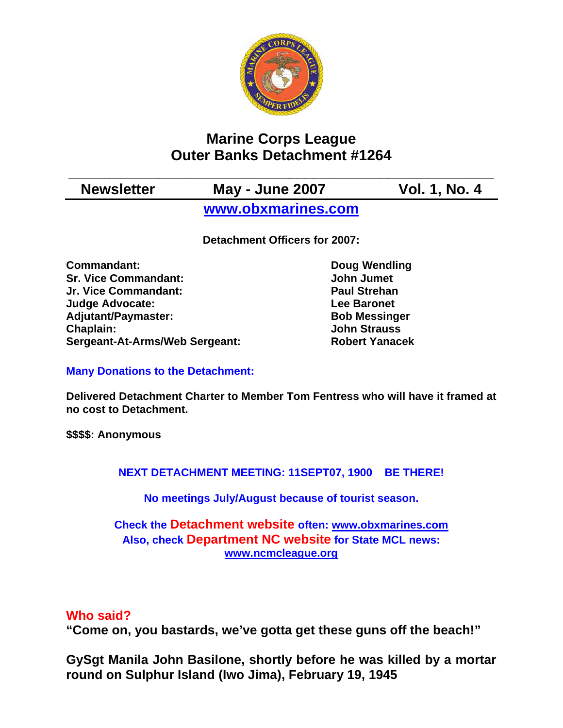# Marine Corps League
# Outer Banks Detachment #1264

| Newsletter | May - June 2007 | Vol. 1, No. 4 |
|---|---|---|

**www.obxmarines.com**

**Detachment Officers for 2007:**

| | |
|---|---|
| **Commandant:** | **Doug Wendling** |
| **Sr. Vice Commandant:** | **John Jumet** |
| **Jr. Vice Commandant:** | **Paul Strehan** |
| **Judge Advocate:** | **Lee Baronet** |
| **Adjutant/Paymaster:** | **Bob Messinger** |
| **Chaplain:** | **John Strauss** |
| **Sergeant-At-Arms/Web Sergeant:** | **Robert Yanacek** |

**Many Donations to the Detachment:**

**Delivered Detachment Charter to Member Tom Fentress who will have it framed at no cost to Detachment.**

**$$$$: Anonymous**

**NEXT DETACHMENT MEETING: 11SEPT07, 1900 BE THERE!**

**No meetings July/August because of tourist season.**

**Check the Detachment website often: www.obxmarines.com**
**Also, check Department NC website for State MCL news: www.ncmcleague.org**

**Who said?**

**"Come on, you bastards, we've gotta get these guns off the beach!"**

**GySgt Manila John Basilone, shortly before he was killed by a mortar round on Sulphur Island (Iwo Jima), February 19, 1945**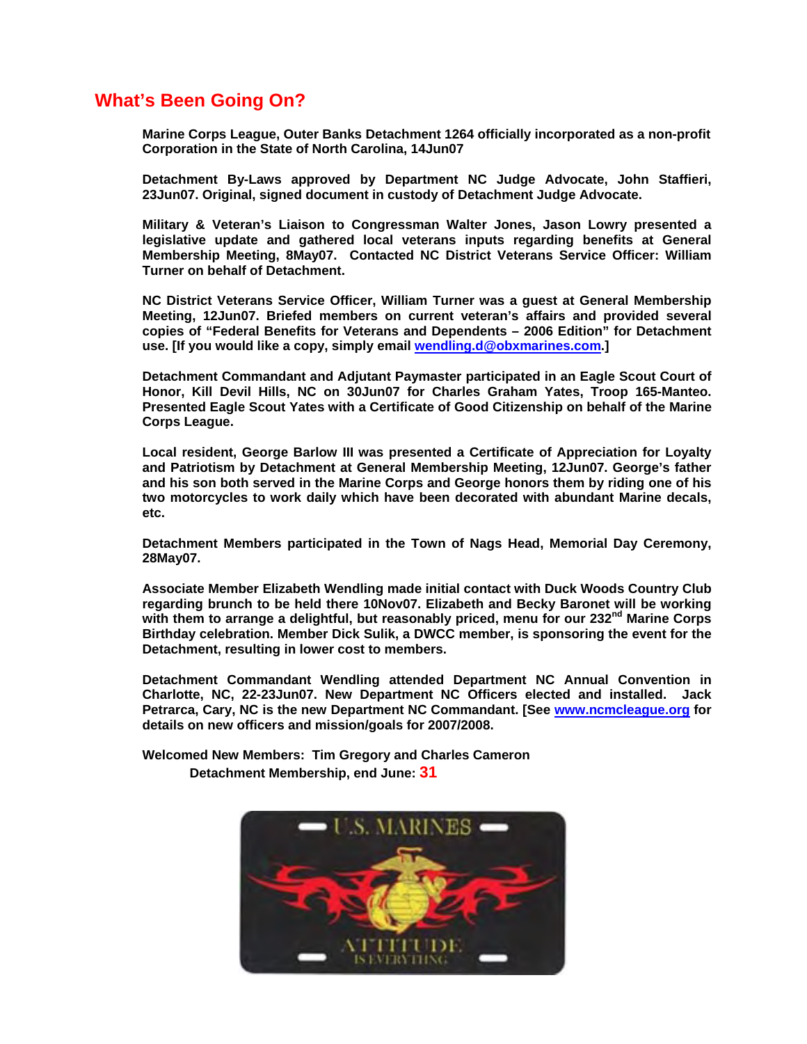## What's Been Going On?

**Marine Corps League, Outer Banks Detachment 1264 officially incorporated as a non-profit Corporation in the State of North Carolina, 14Jun07**

**Detachment By-Laws approved by Department NC Judge Advocate, John Staffieri, 23Jun07. Original, signed document in custody of Detachment Judge Advocate.**

**Military & Veteran's Liaison to Congressman Walter Jones, Jason Lowry presented a legislative update and gathered local veterans inputs regarding benefits at General Membership Meeting, 8May07. Contacted NC District Veterans Service Officer: William Turner on behalf of Detachment.**

**NC District Veterans Service Officer, William Turner was a guest at General Membership Meeting, 12Jun07. Briefed members on current veteran's affairs and provided several copies of "Federal Benefits for Veterans and Dependents – 2006 Edition" for Detachment use. [If you would like a copy, simply email wendling.d@obxmarines.com.]**

**Detachment Commandant and Adjutant Paymaster participated in an Eagle Scout Court of Honor, Kill Devil Hills, NC on 30Jun07 for Charles Graham Yates, Troop 165-Manteo. Presented Eagle Scout Yates with a Certificate of Good Citizenship on behalf of the Marine Corps League.**

**Local resident, George Barlow III was presented a Certificate of Appreciation for Loyalty and Patriotism by Detachment at General Membership Meeting, 12Jun07. George's father and his son both served in the Marine Corps and George honors them by riding one of his two motorcycles to work daily which have been decorated with abundant Marine decals, etc.**

**Detachment Members participated in the Town of Nags Head, Memorial Day Ceremony, 28May07.**

**Associate Member Elizabeth Wendling made initial contact with Duck Woods Country Club regarding brunch to be held there 10Nov07. Elizabeth and Becky Baronet will be working with them to arrange a delightful, but reasonably priced, menu for our 232nd Marine Corps Birthday celebration. Member Dick Sulik, a DWCC member, is sponsoring the event for the Detachment, resulting in lower cost to members.**

**Detachment Commandant Wendling attended Department NC Annual Convention in Charlotte, NC, 22-23Jun07. New Department NC Officers elected and installed. Jack Petrarca, Cary, NC is the new Department NC Commandant. [See www.ncmcleague.org for details on new officers and mission/goals for 2007/2008.**

**Welcomed New Members: Tim Gregory and Charles Cameron**

**Detachment Membership, end June: 31**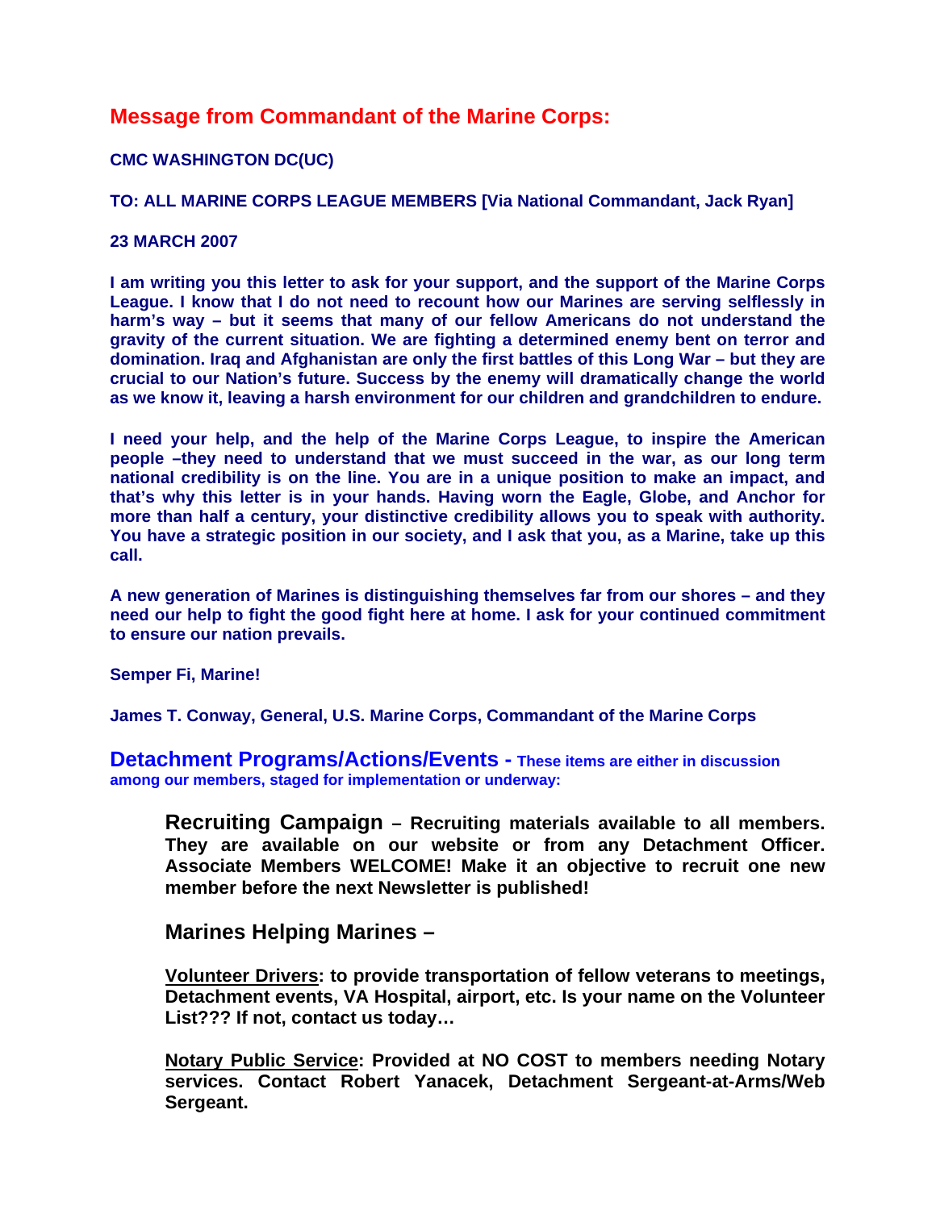## Message from Commandant of the Marine Corps:

**CMC WASHINGTON DC(UC)**

**TO: ALL MARINE CORPS LEAGUE MEMBERS [Via National Commandant, Jack Ryan]**

**23 MARCH 2007**

**I am writing you this letter to ask for your support, and the support of the Marine Corps League. I know that I do not need to recount how our Marines are serving selflessly in harm's way – but it seems that many of our fellow Americans do not understand the gravity of the current situation. We are fighting a determined enemy bent on terror and domination. Iraq and Afghanistan are only the first battles of this Long War – but they are crucial to our Nation's future. Success by the enemy will dramatically change the world as we know it, leaving a harsh environment for our children and grandchildren to endure.**

**I need your help, and the help of the Marine Corps League, to inspire the American people –they need to understand that we must succeed in the war, as our long term national credibility is on the line. You are in a unique position to make an impact, and that's why this letter is in your hands. Having worn the Eagle, Globe, and Anchor for more than half a century, your distinctive credibility allows you to speak with authority. You have a strategic position in our society, and I ask that you, as a Marine, take up this call.**

**A new generation of Marines is distinguishing themselves far from our shores – and they need our help to fight the good fight here at home. I ask for your continued commitment to ensure our nation prevails.**

**Semper Fi, Marine!**

**James T. Conway, General, U.S. Marine Corps, Commandant of the Marine Corps**

## Detachment Programs/Actions/Events - These items are either in discussion among our members, staged for implementation or underway:

**Recruiting Campaign – Recruiting materials available to all members. They are available on our website or from any Detachment Officer. Associate Members WELCOME! Make it an objective to recruit one new member before the next Newsletter is published!**

### Marines Helping Marines –

**Volunteer Drivers: to provide transportation of fellow veterans to meetings, Detachment events, VA Hospital, airport, etc. Is your name on the Volunteer List??? If not, contact us today…**

**Notary Public Service: Provided at NO COST to members needing Notary services. Contact Robert Yanacek, Detachment Sergeant-at-Arms/Web Sergeant.**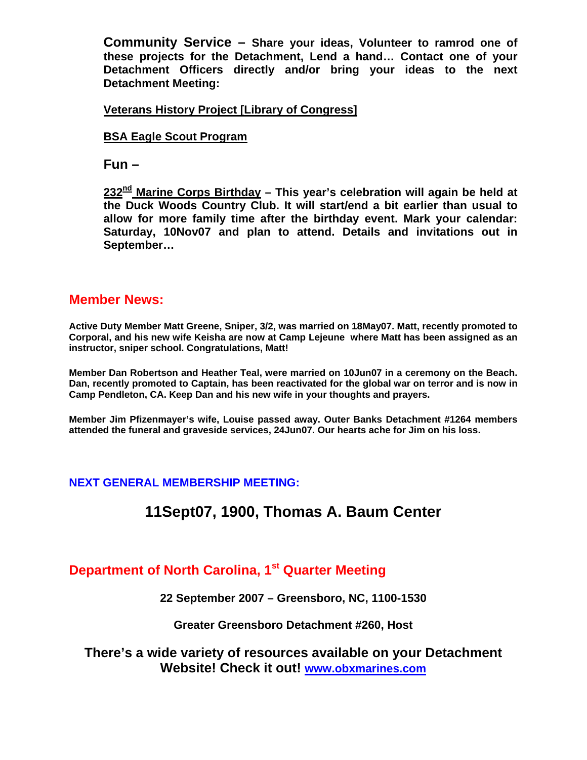**Community Service – Share your ideas, Volunteer to ramrod one of these projects for the Detachment, Lend a hand… Contact one of your Detachment Officers directly and/or bring your ideas to the next Detachment Meeting:**

**<u>Veterans History Project [Library of Congress]</u>**

**<u>BSA Eagle Scout Program</u>**

**Fun –**

**<u>232nd Marine Corps Birthday</u> – This year's celebration will again be held at the Duck Woods Country Club. It will start/end a bit earlier than usual to allow for more family time after the birthday event. Mark your calendar: Saturday, 10Nov07 and plan to attend. Details and invitations out in September…**

## Member News:

**Active Duty Member Matt Greene, Sniper, 3/2, was married on 18May07. Matt, recently promoted to Corporal, and his new wife Keisha are now at Camp Lejeune where Matt has been assigned as an instructor, sniper school. Congratulations, Matt!**

**Member Dan Robertson and Heather Teal, were married on 10Jun07 in a ceremony on the Beach. Dan, recently promoted to Captain, has been reactivated for the global war on terror and is now in Camp Pendleton, CA. Keep Dan and his new wife in your thoughts and prayers.**

**Member Jim Pfizenmayer's wife, Louise passed away. Outer Banks Detachment #1264 members attended the funeral and graveside services, 24Jun07. Our hearts ache for Jim on his loss.**

### NEXT GENERAL MEMBERSHIP MEETING:

## 11Sept07, 1900, Thomas A. Baum Center

## Department of North Carolina, 1st Quarter Meeting

**22 September 2007 – Greensboro, NC, 1100-1530**

**Greater Greensboro Detachment #260, Host**

**There's a wide variety of resources available on your Detachment Website! Check it out! <u>www.obxmarines.com</u>**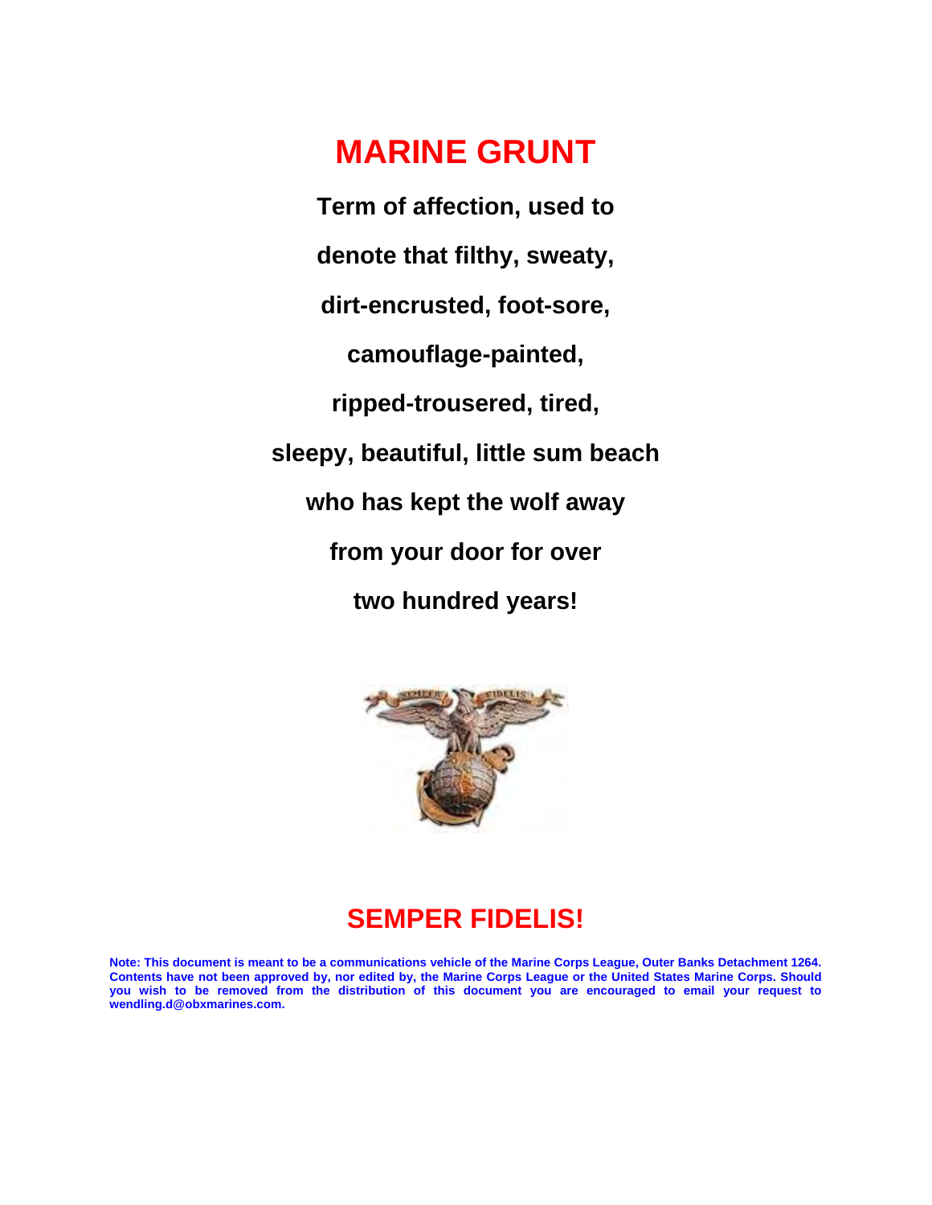# MARINE GRUNT

**Term of affection, used to**

**denote that filthy, sweaty,**

**dirt-encrusted, foot-sore,**

**camouflage-painted,**

**ripped-trousered, tired,**

**sleepy, beautiful, little sum beach**

**who has kept the wolf away**

**from your door for over**

**two hundred years!**

## SEMPER FIDELIS!

**Note: This document is meant to be a communications vehicle of the Marine Corps League, Outer Banks Detachment 1264. Contents have not been approved by, nor edited by, the Marine Corps League or the United States Marine Corps. Should you wish to be removed from the distribution of this document you are encouraged to email your request to wendling.d@obxmarines.com.**